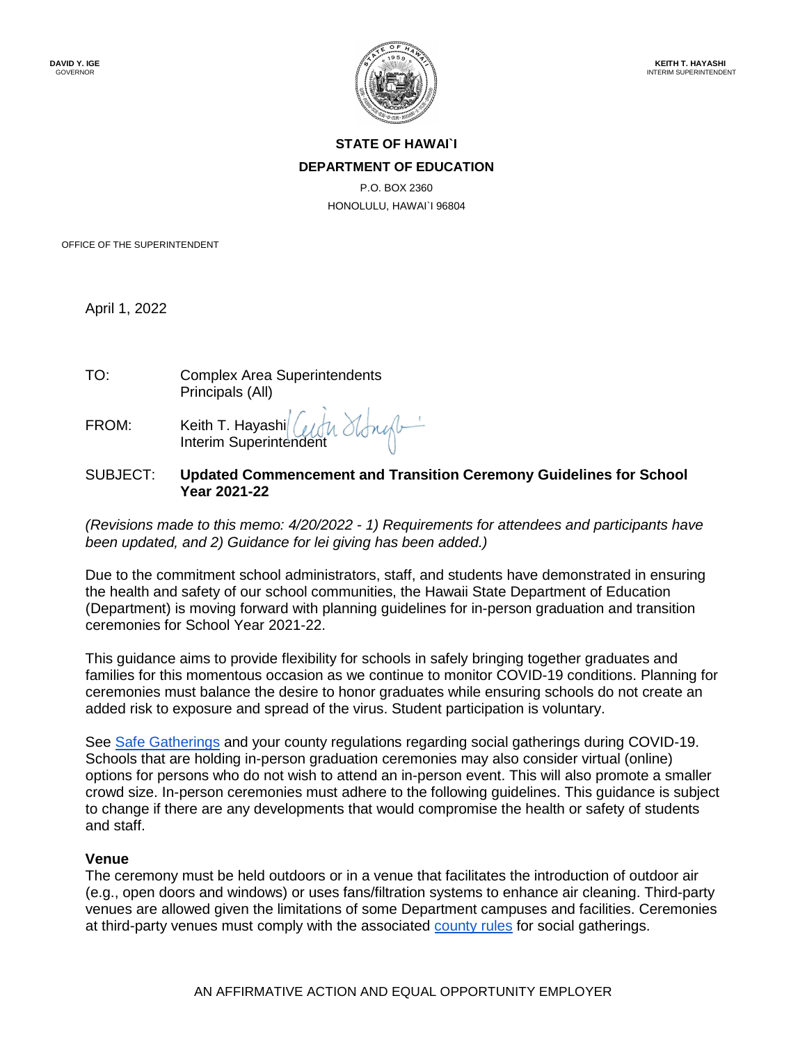DAVID Y. IGE
GOVERNOR

KEITH T. HAYASHI
INTERIM SUPERINTENDENT

**STATE OF HAWAI`I**

**DEPARTMENT OF EDUCATION**

P.O. BOX 2360
HONOLULU, HAWAI`I 96804

OFFICE OF THE SUPERINTENDENT

April 1, 2022

TO: Complex Area Superintendents
Principals (All)

FROM: Keith T. Hayashi
Interim Superintendent

SUBJECT: **Updated Commencement and Transition Ceremony Guidelines for School Year 2021-22**

*(Revisions made to this memo: 4/20/2022 - 1) Requirements for attendees and participants have been updated, and 2) Guidance for lei giving has been added.)*

Due to the commitment school administrators, staff, and students have demonstrated in ensuring the health and safety of our school communities, the Hawaii State Department of Education (Department) is moving forward with planning guidelines for in-person graduation and transition ceremonies for School Year 2021-22.

This guidance aims to provide flexibility for schools in safely bringing together graduates and families for this momentous occasion as we continue to monitor COVID-19 conditions. Planning for ceremonies must balance the desire to honor graduates while ensuring schools do not create an added risk to exposure and spread of the virus. Student participation is voluntary.

See Safe Gatherings and your county regulations regarding social gatherings during COVID-19. Schools that are holding in-person graduation ceremonies may also consider virtual (online) options for persons who do not wish to attend an in-person event. This will also promote a smaller crowd size. In-person ceremonies must adhere to the following guidelines. This guidance is subject to change if there are any developments that would compromise the health or safety of students and staff.

**Venue**
The ceremony must be held outdoors or in a venue that facilitates the introduction of outdoor air (e.g., open doors and windows) or uses fans/filtration systems to enhance air cleaning. Third-party venues are allowed given the limitations of some Department campuses and facilities. Ceremonies at third-party venues must comply with the associated county rules for social gatherings.

AN AFFIRMATIVE ACTION AND EQUAL OPPORTUNITY EMPLOYER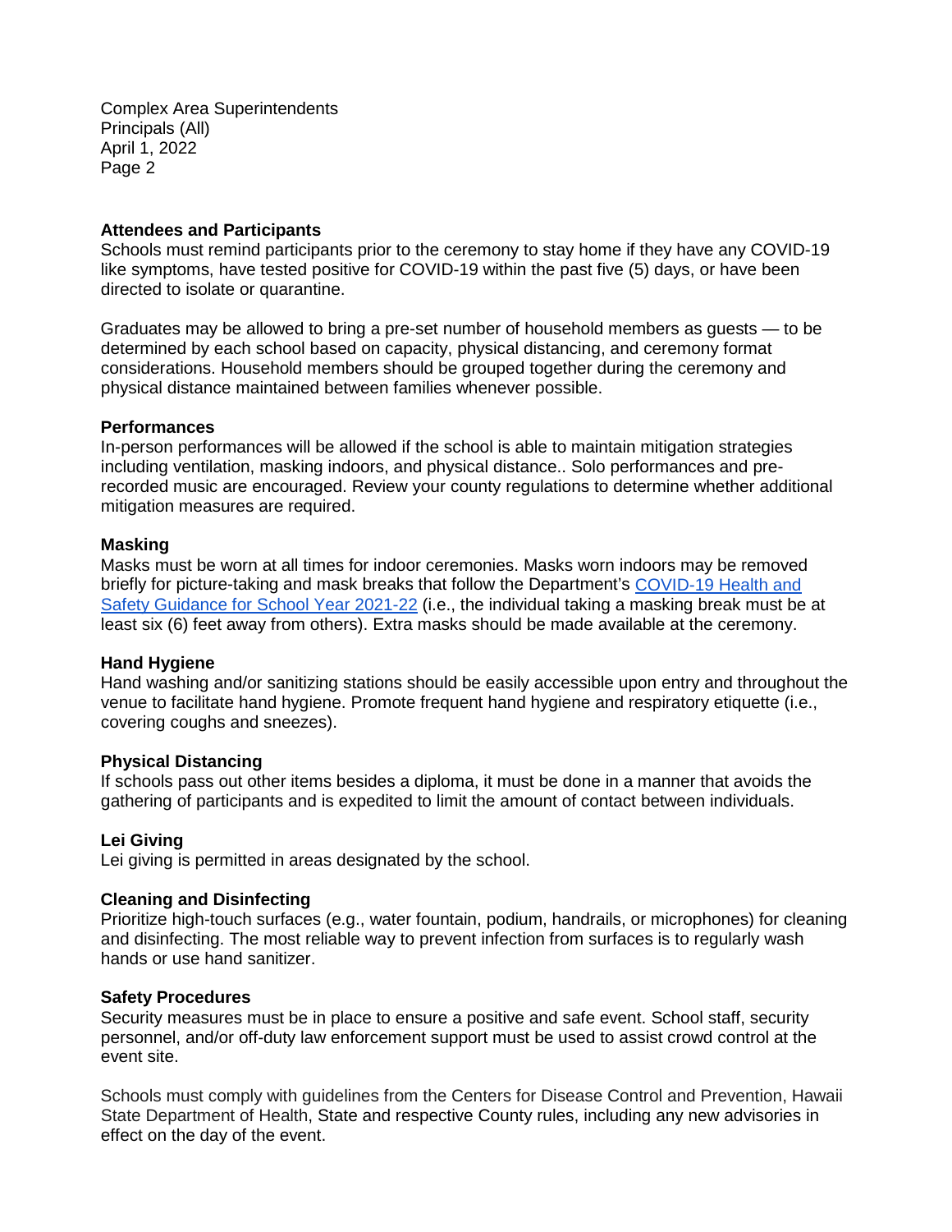### Attendees and Participants

Schools must remind participants prior to the ceremony to stay home if they have any COVID-19 like symptoms, have tested positive for COVID-19 within the past five (5) days, or have been directed to isolate or quarantine.

Graduates may be allowed to bring a pre-set number of household members as guests — to be determined by each school based on capacity, physical distancing, and ceremony format considerations. Household members should be grouped together during the ceremony and physical distance maintained between families whenever possible.

### Performances

In-person performances will be allowed if the school is able to maintain mitigation strategies including ventilation, masking indoors, and physical distance.. Solo performances and pre-recorded music are encouraged. Review your county regulations to determine whether additional mitigation measures are required.

### Masking

Masks must be worn at all times for indoor ceremonies. Masks worn indoors may be removed briefly for picture-taking and mask breaks that follow the Department's [COVID-19 Health and Safety Guidance for School Year 2021-22] (i.e., the individual taking a masking break must be at least six (6) feet away from others). Extra masks should be made available at the ceremony.

### Hand Hygiene

Hand washing and/or sanitizing stations should be easily accessible upon entry and throughout the venue to facilitate hand hygiene. Promote frequent hand hygiene and respiratory etiquette (i.e., covering coughs and sneezes).

### Physical Distancing

If schools pass out other items besides a diploma, it must be done in a manner that avoids the gathering of participants and is expedited to limit the amount of contact between individuals.

### Lei Giving

Lei giving is permitted in areas designated by the school.

### Cleaning and Disinfecting

Prioritize high-touch surfaces (e.g., water fountain, podium, handrails, or microphones) for cleaning and disinfecting. The most reliable way to prevent infection from surfaces is to regularly wash hands or use hand sanitizer.

### Safety Procedures

Security measures must be in place to ensure a positive and safe event. School staff, security personnel, and/or off-duty law enforcement support must be used to assist crowd control at the event site.

Schools must comply with guidelines from the Centers for Disease Control and Prevention, Hawaii State Department of Health, State and respective County rules, including any new advisories in effect on the day of the event.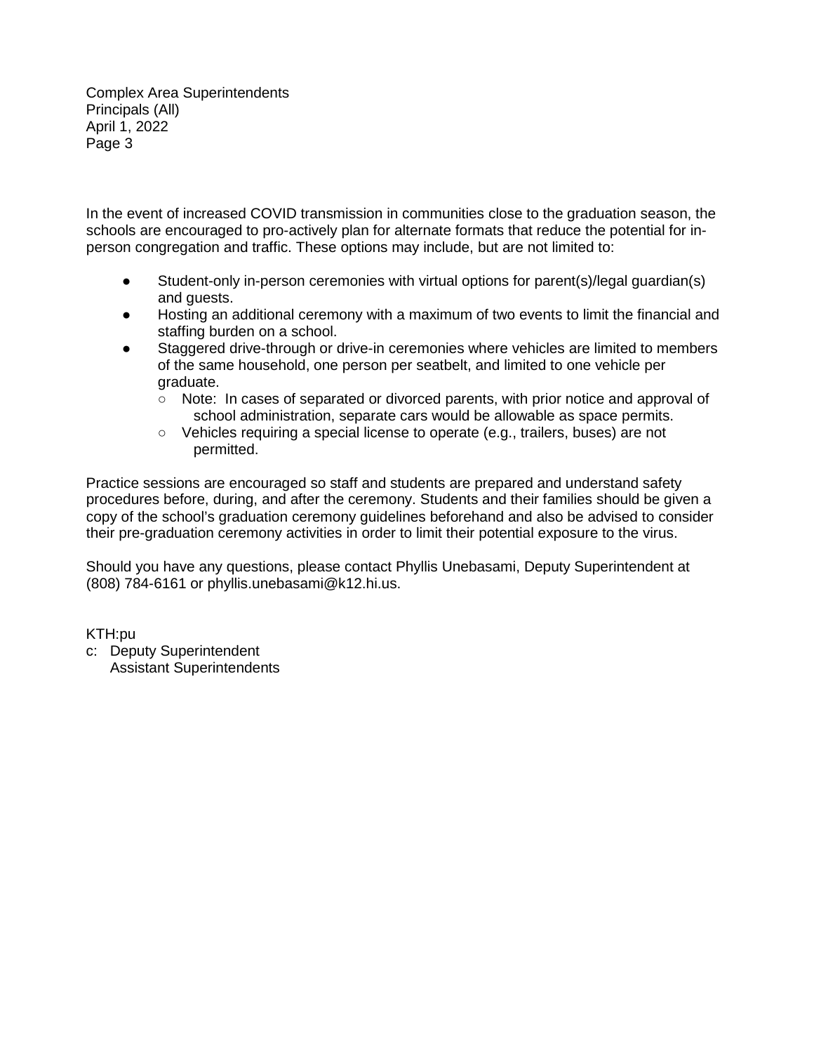In the event of increased COVID transmission in communities close to the graduation season, the schools are encouraged to pro-actively plan for alternate formats that reduce the potential for in-person congregation and traffic. These options may include, but are not limited to:

- Student-only in-person ceremonies with virtual options for parent(s)/legal guardian(s) and guests.
- Hosting an additional ceremony with a maximum of two events to limit the financial and staffing burden on a school.
- Staggered drive-through or drive-in ceremonies where vehicles are limited to members of the same household, one person per seatbelt, and limited to one vehicle per graduate.
  - Note: In cases of separated or divorced parents, with prior notice and approval of school administration, separate cars would be allowable as space permits.
  - Vehicles requiring a special license to operate (e.g., trailers, buses) are not permitted.

Practice sessions are encouraged so staff and students are prepared and understand safety procedures before, during, and after the ceremony. Students and their families should be given a copy of the school's graduation ceremony guidelines beforehand and also be advised to consider their pre-graduation ceremony activities in order to limit their potential exposure to the virus.

Should you have any questions, please contact Phyllis Unebasami, Deputy Superintendent at (808) 784-6161 or phyllis.unebasami@k12.hi.us.

KTH:pu

c: Deputy Superintendent
   Assistant Superintendents